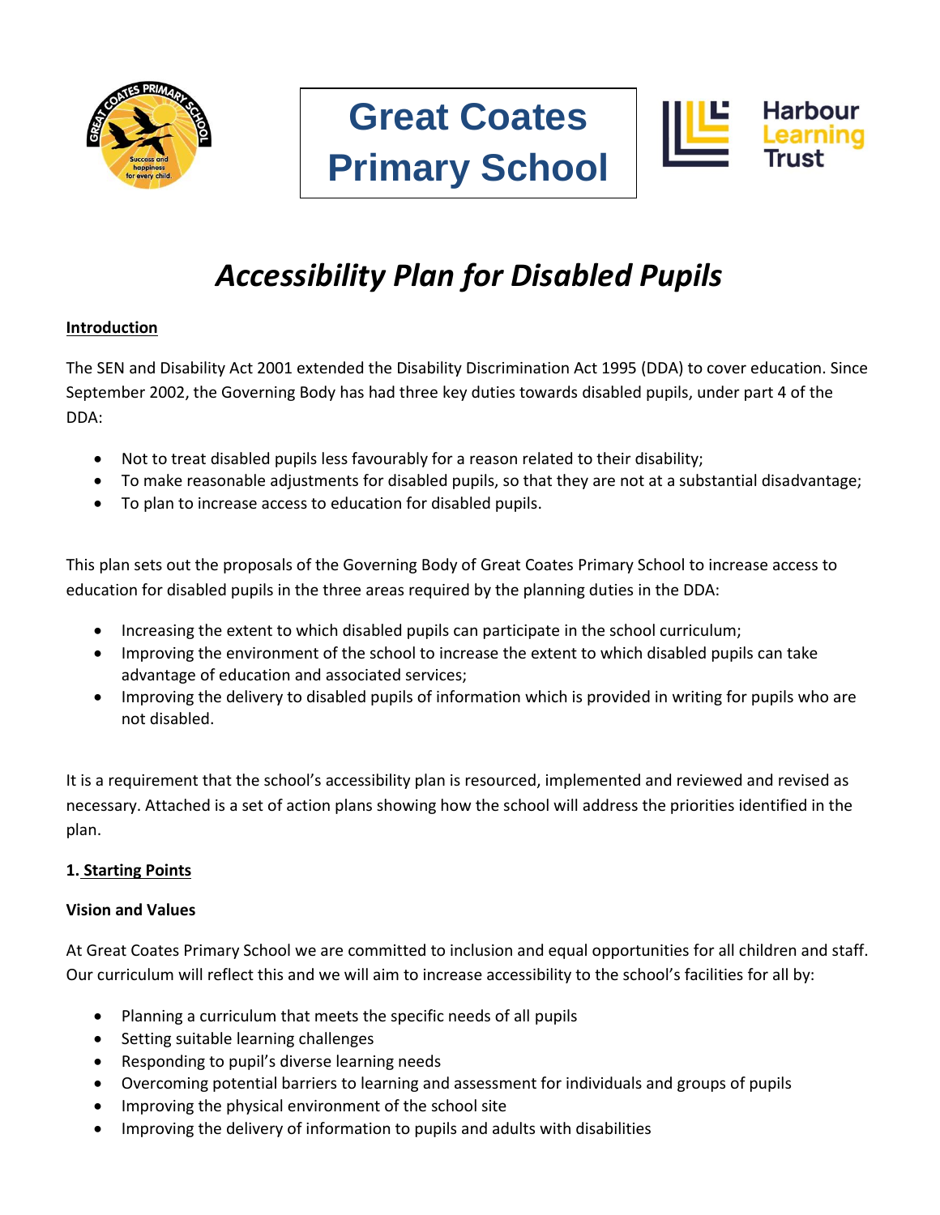# Great Coates Primary School

Harbour Learning Trust

# *Accessibility Plan for Disabled Pupils*

**Introduction**

The SEN and Disability Act 2001 extended the Disability Discrimination Act 1995 (DDA) to cover education. Since September 2002, the Governing Body has had three key duties towards disabled pupils, under part 4 of the DDA:

- Not to treat disabled pupils less favourably for a reason related to their disability;
- To make reasonable adjustments for disabled pupils, so that they are not at a substantial disadvantage;
- To plan to increase access to education for disabled pupils.

This plan sets out the proposals of the Governing Body of Great Coates Primary School to increase access to education for disabled pupils in the three areas required by the planning duties in the DDA:

- Increasing the extent to which disabled pupils can participate in the school curriculum;
- Improving the environment of the school to increase the extent to which disabled pupils can take advantage of education and associated services;
- Improving the delivery to disabled pupils of information which is provided in writing for pupils who are not disabled.

It is a requirement that the school's accessibility plan is resourced, implemented and reviewed and revised as necessary. Attached is a set of action plans showing how the school will address the priorities identified in the plan.

**1. Starting Points**

**Vision and Values**

At Great Coates Primary School we are committed to inclusion and equal opportunities for all children and staff. Our curriculum will reflect this and we will aim to increase accessibility to the school's facilities for all by:

- Planning a curriculum that meets the specific needs of all pupils
- Setting suitable learning challenges
- Responding to pupil's diverse learning needs
- Overcoming potential barriers to learning and assessment for individuals and groups of pupils
- Improving the physical environment of the school site
- Improving the delivery of information to pupils and adults with disabilities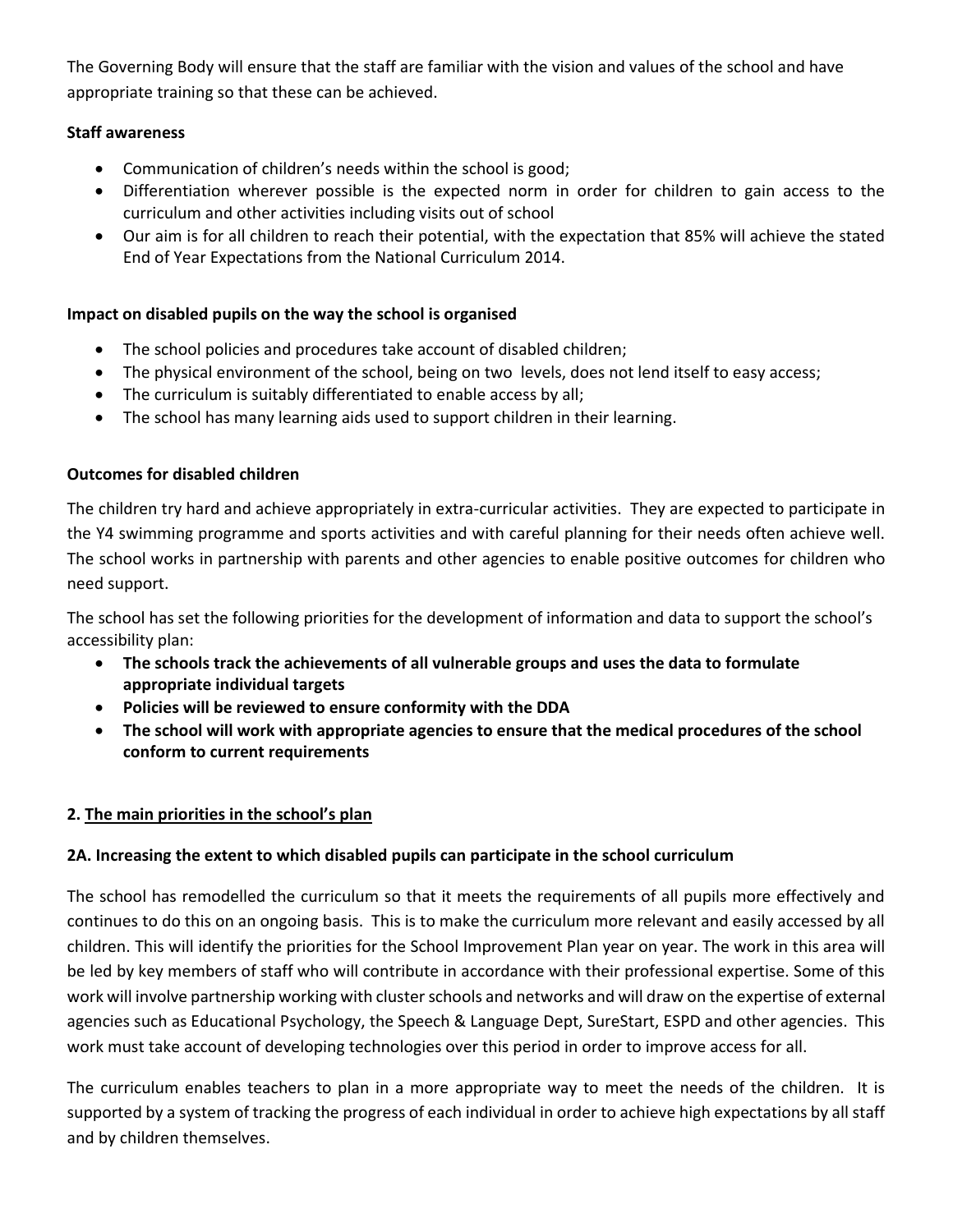The Governing Body will ensure that the staff are familiar with the vision and values of the school and have appropriate training so that these can be achieved.

**Staff awareness**

- Communication of children's needs within the school is good;
- Differentiation wherever possible is the expected norm in order for children to gain access to the curriculum and other activities including visits out of school
- Our aim is for all children to reach their potential, with the expectation that 85% will achieve the stated End of Year Expectations from the National Curriculum 2014.

**Impact on disabled pupils on the way the school is organised**

- The school policies and procedures take account of disabled children;
- The physical environment of the school, being on two levels, does not lend itself to easy access;
- The curriculum is suitably differentiated to enable access by all;
- The school has many learning aids used to support children in their learning.

**Outcomes for disabled children**

The children try hard and achieve appropriately in extra-curricular activities. They are expected to participate in the Y4 swimming programme and sports activities and with careful planning for their needs often achieve well. The school works in partnership with parents and other agencies to enable positive outcomes for children who need support.

The school has set the following priorities for the development of information and data to support the school's accessibility plan:

- **The schools track the achievements of all vulnerable groups and uses the data to formulate appropriate individual targets**
- **Policies will be reviewed to ensure conformity with the DDA**
- **The school will work with appropriate agencies to ensure that the medical procedures of the school conform to current requirements**

**2. <u>The main priorities in the school's plan</u>**

**2A. Increasing the extent to which disabled pupils can participate in the school curriculum**

The school has remodelled the curriculum so that it meets the requirements of all pupils more effectively and continues to do this on an ongoing basis. This is to make the curriculum more relevant and easily accessed by all children. This will identify the priorities for the School Improvement Plan year on year. The work in this area will be led by key members of staff who will contribute in accordance with their professional expertise. Some of this work will involve partnership working with cluster schools and networks and will draw on the expertise of external agencies such as Educational Psychology, the Speech & Language Dept, SureStart, ESPD and other agencies. This work must take account of developing technologies over this period in order to improve access for all.

The curriculum enables teachers to plan in a more appropriate way to meet the needs of the children. It is supported by a system of tracking the progress of each individual in order to achieve high expectations by all staff and by children themselves.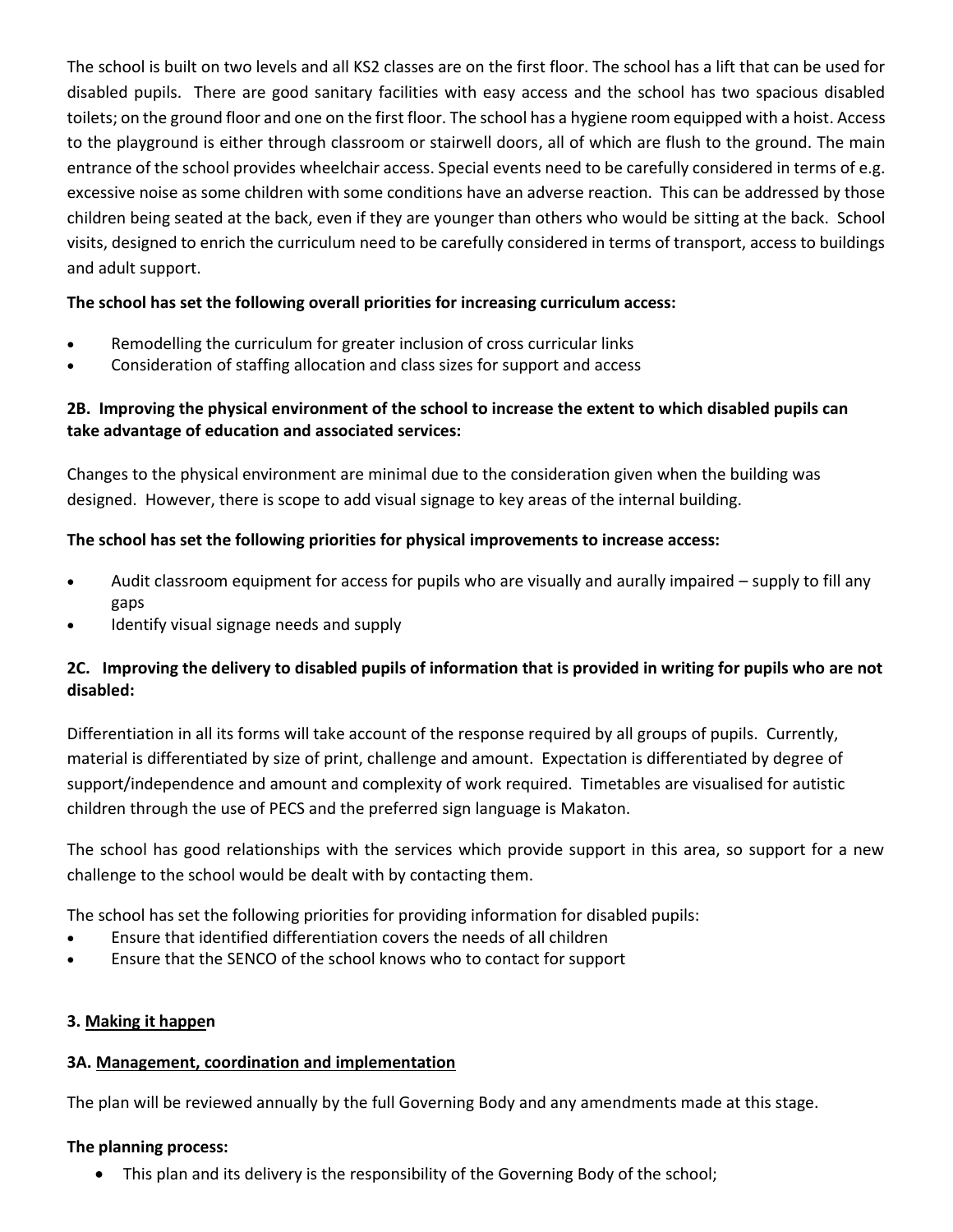The school is built on two levels and all KS2 classes are on the first floor. The school has a lift that can be used for disabled pupils. There are good sanitary facilities with easy access and the school has two spacious disabled toilets; on the ground floor and one on the first floor. The school has a hygiene room equipped with a hoist. Access to the playground is either through classroom or stairwell doors, all of which are flush to the ground. The main entrance of the school provides wheelchair access. Special events need to be carefully considered in terms of e.g. excessive noise as some children with some conditions have an adverse reaction. This can be addressed by those children being seated at the back, even if they are younger than others who would be sitting at the back. School visits, designed to enrich the curriculum need to be carefully considered in terms of transport, access to buildings and adult support.

**The school has set the following overall priorities for increasing curriculum access:**

- Remodelling the curriculum for greater inclusion of cross curricular links
- Consideration of staffing allocation and class sizes for support and access

**2B. Improving the physical environment of the school to increase the extent to which disabled pupils can take advantage of education and associated services:**

Changes to the physical environment are minimal due to the consideration given when the building was designed. However, there is scope to add visual signage to key areas of the internal building.

**The school has set the following priorities for physical improvements to increase access:**

- Audit classroom equipment for access for pupils who are visually and aurally impaired – supply to fill any gaps
- Identify visual signage needs and supply

**2C. Improving the delivery to disabled pupils of information that is provided in writing for pupils who are not disabled:**

Differentiation in all its forms will take account of the response required by all groups of pupils. Currently, material is differentiated by size of print, challenge and amount. Expectation is differentiated by degree of support/independence and amount and complexity of work required. Timetables are visualised for autistic children through the use of PECS and the preferred sign language is Makaton.

The school has good relationships with the services which provide support in this area, so support for a new challenge to the school would be dealt with by contacting them.

The school has set the following priorities for providing information for disabled pupils:

- Ensure that identified differentiation covers the needs of all children
- Ensure that the SENCO of the school knows who to contact for support

**3. Making it happen**

**3A. Management, coordination and implementation**

The plan will be reviewed annually by the full Governing Body and any amendments made at this stage.

**The planning process:**

- This plan and its delivery is the responsibility of the Governing Body of the school;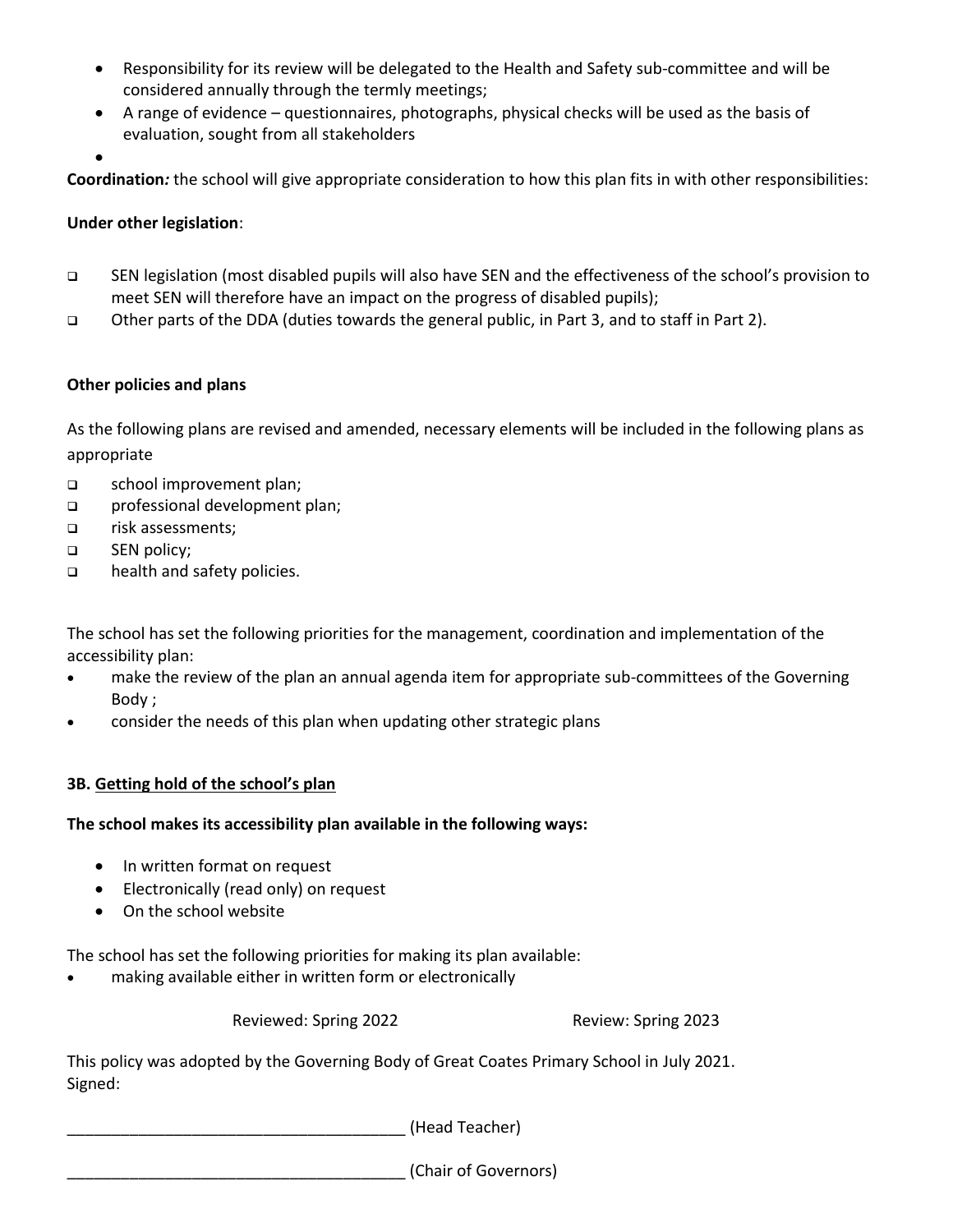- Responsibility for its review will be delegated to the Health and Safety sub-committee and will be considered annually through the termly meetings;
- A range of evidence – questionnaires, photographs, physical checks will be used as the basis of evaluation, sought from all stakeholders

**Coordination*:*** the school will give appropriate consideration to how this plan fits in with other responsibilities:

**Under other legislation**:

- SEN legislation (most disabled pupils will also have SEN and the effectiveness of the school's provision to meet SEN will therefore have an impact on the progress of disabled pupils);
- Other parts of the DDA (duties towards the general public, in Part 3, and to staff in Part 2).

**Other policies and plans**

As the following plans are revised and amended, necessary elements will be included in the following plans as appropriate

- school improvement plan;
- professional development plan;
- risk assessments;
- SEN policy;
- health and safety policies.

The school has set the following priorities for the management, coordination and implementation of the accessibility plan:

- make the review of the plan an annual agenda item for appropriate sub-committees of the Governing Body ;
- consider the needs of this plan when updating other strategic plans

**3B. <u>Getting hold of the school's plan</u>**

**The school makes its accessibility plan available in the following ways:**

- In written format on request
- Electronically (read only) on request
- On the school website

The school has set the following priorities for making its plan available:

- making available either in written form or electronically

Reviewed: Spring 2022 Review: Spring 2023

This policy was adopted by the Governing Body of Great Coates Primary School in July 2021.
Signed:

_______________________________________ (Head Teacher)

_______________________________________ (Chair of Governors)